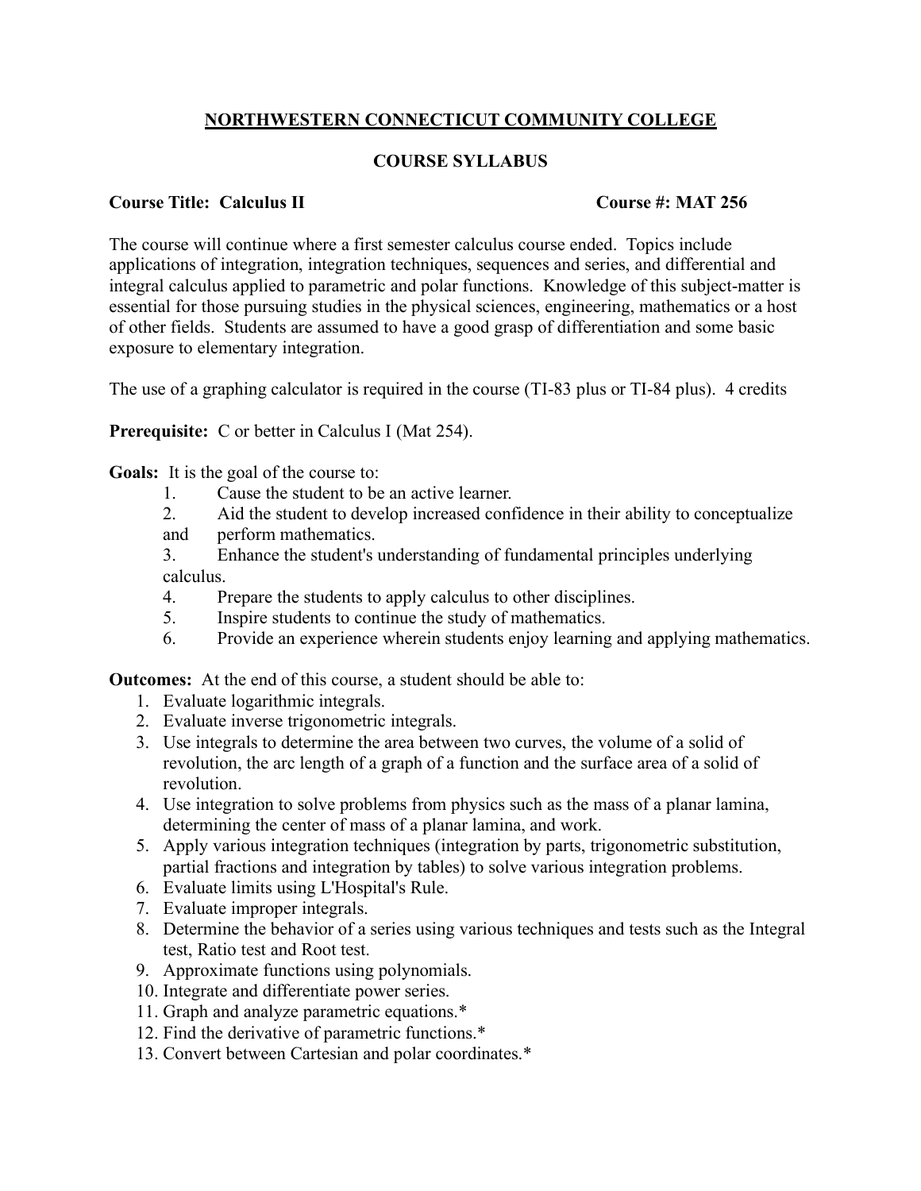# NORTHWESTERN CONNECTICUT COMMUNITY COLLEGE

## COURSE SYLLABUS

**Course Title: Calculus II** **Course #: MAT 256**

The course will continue where a first semester calculus course ended. Topics include applications of integration, integration techniques, sequences and series, and differential and integral calculus applied to parametric and polar functions. Knowledge of this subject-matter is essential for those pursuing studies in the physical sciences, engineering, mathematics or a host of other fields. Students are assumed to have a good grasp of differentiation and some basic exposure to elementary integration.

The use of a graphing calculator is required in the course (TI-83 plus or TI-84 plus). 4 credits

**Prerequisite:** C or better in Calculus I (Mat 254).

**Goals:** It is the goal of the course to:

1. Cause the student to be an active learner.
2. Aid the student to develop increased confidence in their ability to conceptualize and perform mathematics.
3. Enhance the student's understanding of fundamental principles underlying calculus.
4. Prepare the students to apply calculus to other disciplines.
5. Inspire students to continue the study of mathematics.
6. Provide an experience wherein students enjoy learning and applying mathematics.

**Outcomes:** At the end of this course, a student should be able to:

1. Evaluate logarithmic integrals.
2. Evaluate inverse trigonometric integrals.
3. Use integrals to determine the area between two curves, the volume of a solid of revolution, the arc length of a graph of a function and the surface area of a solid of revolution.
4. Use integration to solve problems from physics such as the mass of a planar lamina, determining the center of mass of a planar lamina, and work.
5. Apply various integration techniques (integration by parts, trigonometric substitution, partial fractions and integration by tables) to solve various integration problems.
6. Evaluate limits using L'Hospital's Rule.
7. Evaluate improper integrals.
8. Determine the behavior of a series using various techniques and tests such as the Integral test, Ratio test and Root test.
9. Approximate functions using polynomials.
10. Integrate and differentiate power series.
11. Graph and analyze parametric equations.*
12. Find the derivative of parametric functions.*
13. Convert between Cartesian and polar coordinates.*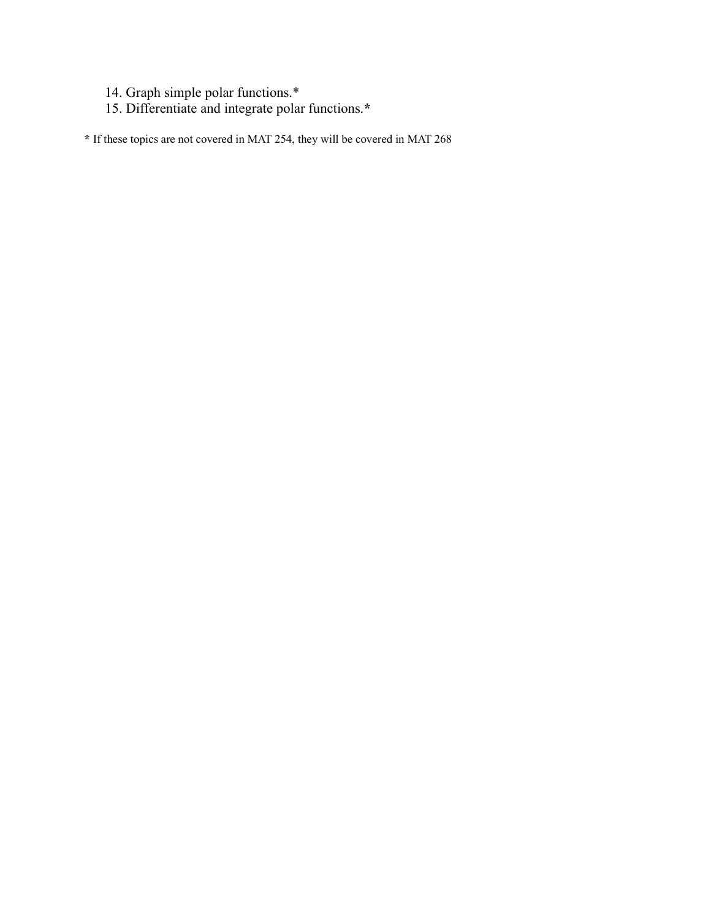14. Graph simple polar functions.*
15. Differentiate and integrate polar functions.*

**\*** If these topics are not covered in MAT 254, they will be covered in MAT 268